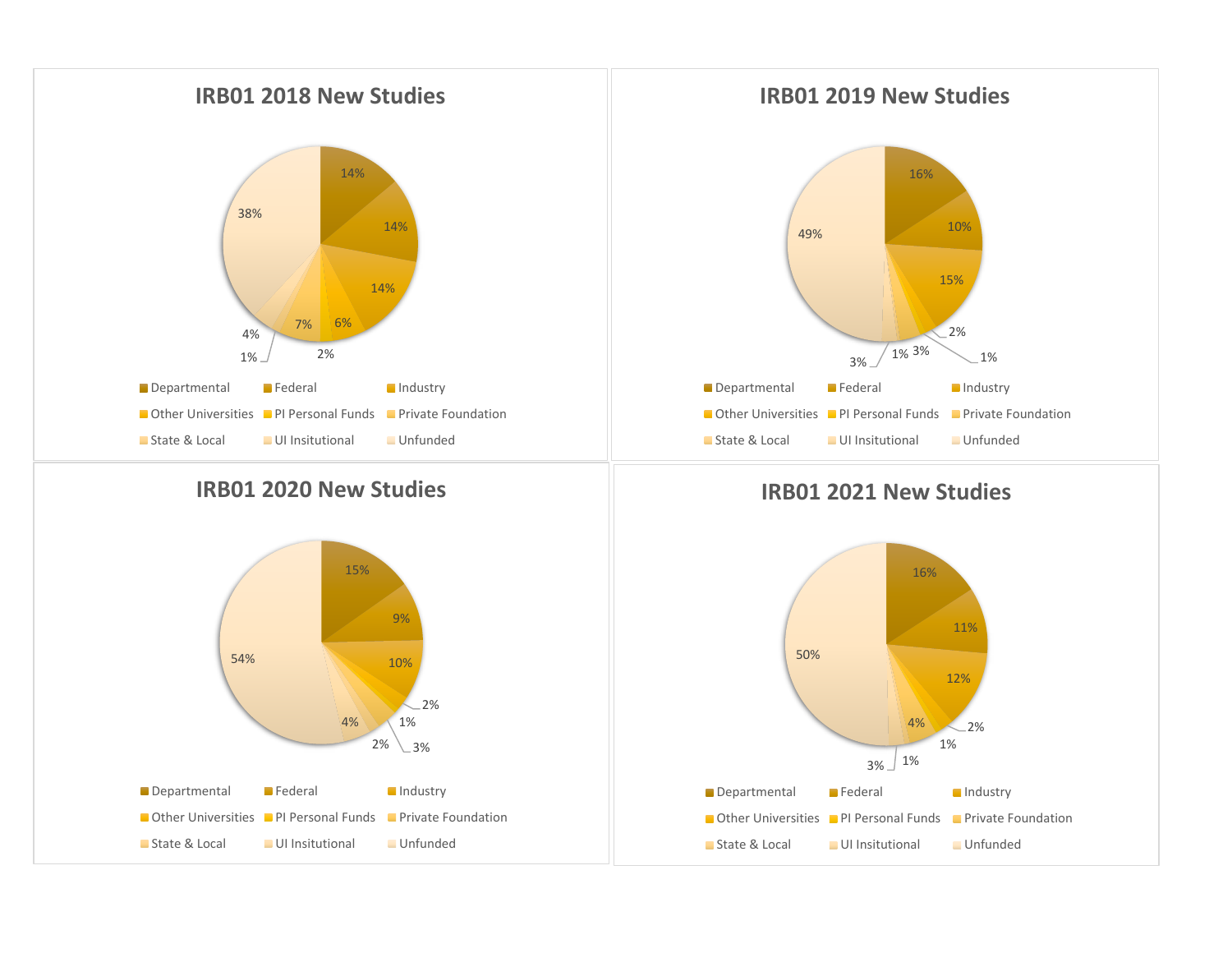## IRB01 2018 New Studies

14%, 14%, 14%, 6%, 2%, 7%, 1%, 4%, 38%

- Departmental
- Federal
- Industry
- Other Universities
- PI Personal Funds
- Private Foundation
- State & Local
- UI Insitutional
- Unfunded

## IRB01 2019 New Studies

16%, 10%, 15%, 2%, 1%, 3%, 1%, 3%, 49%

- Departmental
- Federal
- Industry
- Other Universities
- PI Personal Funds
- Private Foundation
- State & Local
- UI Insitutional
- Unfunded

## IRB01 2020 New Studies

15%, 9%, 10%, 2%, 1%, 3%, 2%, 4%, 54%

- Departmental
- Federal
- Industry
- Other Universities
- PI Personal Funds
- Private Foundation
- State & Local
- UI Insitutional
- Unfunded

## IRB01 2021 New Studies

16%, 11%, 12%, 2%, 1%, 4%, 1%, 3%, 50%

- Departmental
- Federal
- Industry
- Other Universities
- PI Personal Funds
- Private Foundation
- State & Local
- UI Insitutional
- Unfunded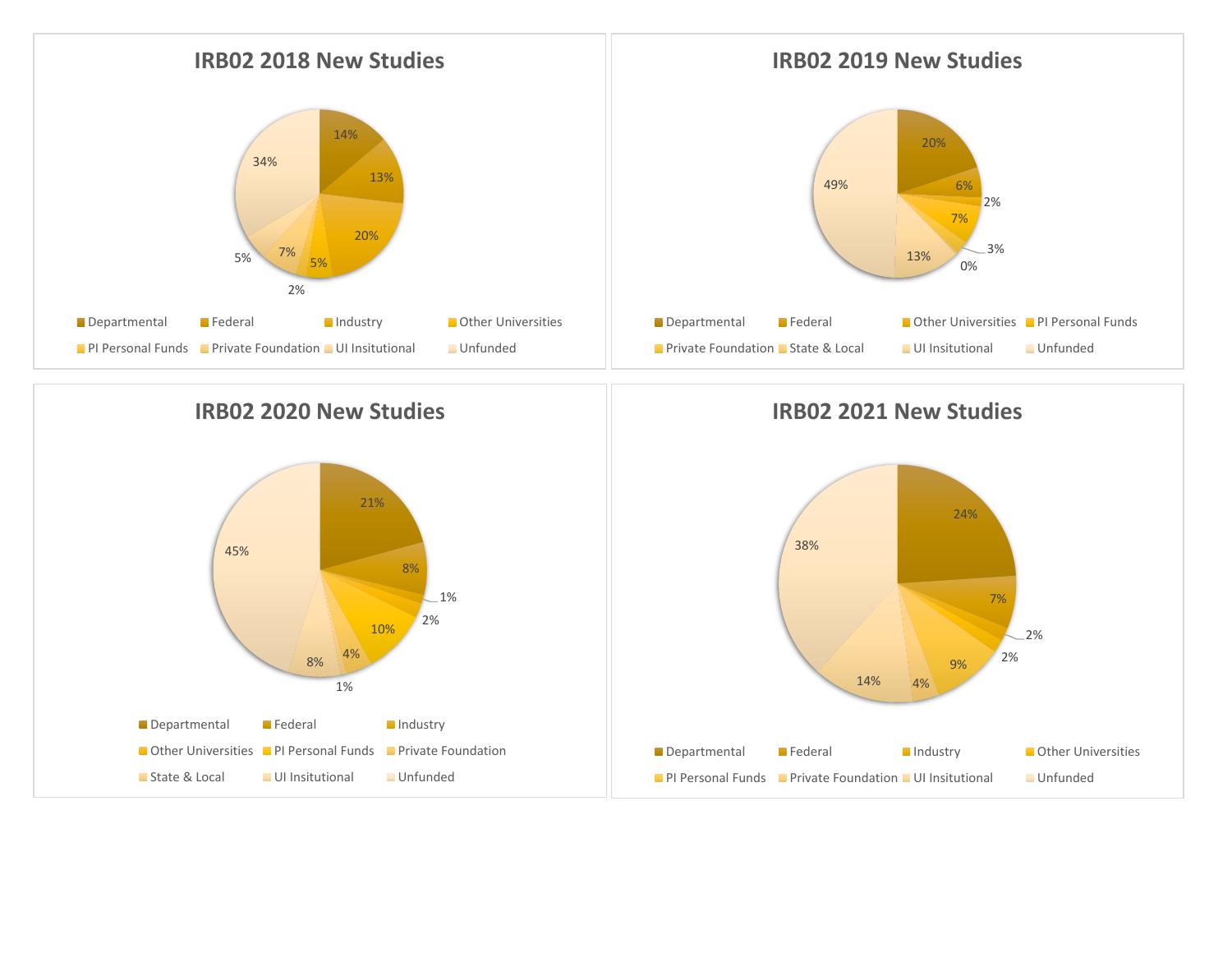## IRB02 2018 New Studies

14%
13%
20%
5%
2%
7%
5%
34%

Departmental, Federal, Industry, Other Universities, PI Personal Funds, Private Foundation, UI Insitutional, Unfunded

## IRB02 2019 New Studies

20%
6%
2%
7%
3%
0%
13%
49%

Departmental, Federal, Other Universities, PI Personal Funds, Private Foundation, State & Local, UI Insitutional, Unfunded

## IRB02 2020 New Studies

21%
8%
1%
2%
10%
4%
1%
8%
45%

Departmental, Federal, Industry, Other Universities, PI Personal Funds, Private Foundation, State & Local, UI Insitutional, Unfunded

## IRB02 2021 New Studies

24%
7%
2%
2%
9%
4%
14%
38%

Departmental, Federal, Industry, Other Universities, PI Personal Funds, Private Foundation, UI Insitutional, Unfunded